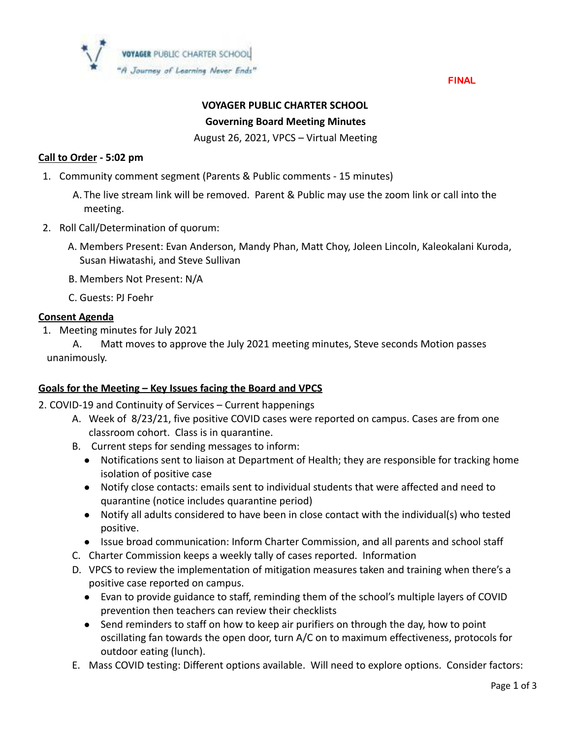VOYAGER PUBLIC CHARTER SCHOOL

*"A Journey of Learning Never Ends"*

**FINAL**

# VOYAGER PUBLIC CHARTER SCHOOL

## Governing Board Meeting Minutes

August 26, 2021, VPCS – Virtual Meeting

**Call to Order - 5:02 pm**

1. Community comment segment (Parents & Public comments - 15 minutes)
   A. The live stream link will be removed. Parent & Public may use the zoom link or call into the meeting.
2. Roll Call/Determination of quorum:
   A. Members Present: Evan Anderson, Mandy Phan, Matt Choy, Joleen Lincoln, Kaleokalani Kuroda, Susan Hiwatashi, and Steve Sullivan
   B. Members Not Present: N/A
   C. Guests: PJ Foehr

**Consent Agenda**

1. Meeting minutes for July 2021
   A. Matt moves to approve the July 2021 meeting minutes, Steve seconds Motion passes unanimously.

**Goals for the Meeting – Key Issues facing the Board and VPCS**

2. COVID-19 and Continuity of Services – Current happenings
   A. Week of 8/23/21, five positive COVID cases were reported on campus. Cases are from one classroom cohort. Class is in quarantine.
   B. Current steps for sending messages to inform:
      - Notifications sent to liaison at Department of Health; they are responsible for tracking home isolation of positive case
      - Notify close contacts: emails sent to individual students that were affected and need to quarantine (notice includes quarantine period)
      - Notify all adults considered to have been in close contact with the individual(s) who tested positive.
      - Issue broad communication: Inform Charter Commission, and all parents and school staff
   C. Charter Commission keeps a weekly tally of cases reported. Information
   D. VPCS to review the implementation of mitigation measures taken and training when there's a positive case reported on campus.
      - Evan to provide guidance to staff, reminding them of the school's multiple layers of COVID prevention then teachers can review their checklists
      - Send reminders to staff on how to keep air purifiers on through the day, how to point oscillating fan towards the open door, turn A/C on to maximum effectiveness, protocols for outdoor eating (lunch).
   E. Mass COVID testing: Different options available. Will need to explore options. Consider factors: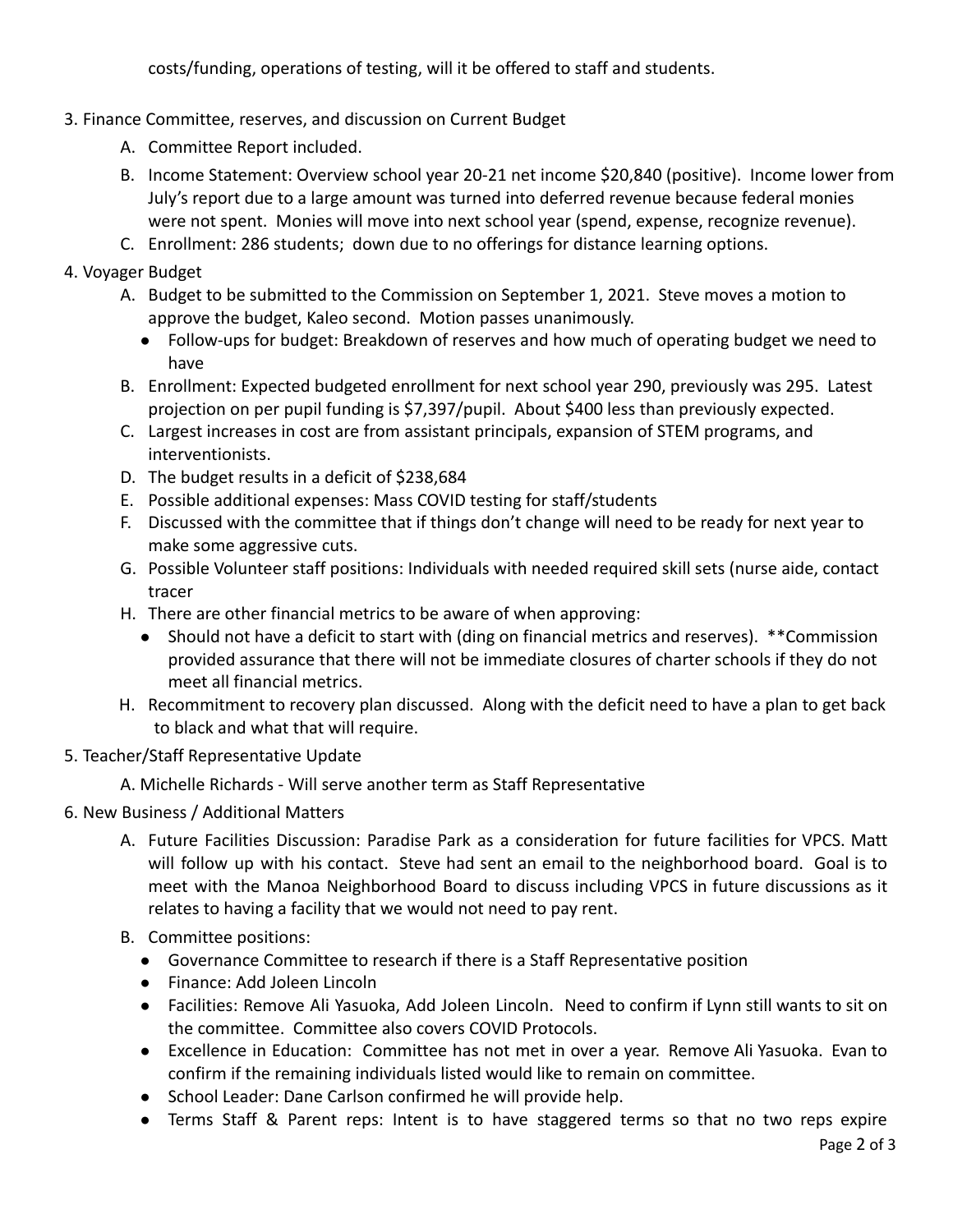costs/funding, operations of testing, will it be offered to staff and students.

3. Finance Committee, reserves, and discussion on Current Budget
   A. Committee Report included.
   B. Income Statement: Overview school year 20-21 net income $20,840 (positive). Income lower from July's report due to a large amount was turned into deferred revenue because federal monies were not spent. Monies will move into next school year (spend, expense, recognize revenue).
   C. Enrollment: 286 students; down due to no offerings for distance learning options.
4. Voyager Budget
   A. Budget to be submitted to the Commission on September 1, 2021. Steve moves a motion to approve the budget, Kaleo second. Motion passes unanimously.
      - Follow-ups for budget: Breakdown of reserves and how much of operating budget we need to have
   B. Enrollment: Expected budgeted enrollment for next school year 290, previously was 295. Latest projection on per pupil funding is $7,397/pupil. About $400 less than previously expected.
   C. Largest increases in cost are from assistant principals, expansion of STEM programs, and interventionists.
   D. The budget results in a deficit of $238,684
   E. Possible additional expenses: Mass COVID testing for staff/students
   F. Discussed with the committee that if things don't change will need to be ready for next year to make some aggressive cuts.
   G. Possible Volunteer staff positions: Individuals with needed required skill sets (nurse aide, contact tracer
   H. There are other financial metrics to be aware of when approving:
      - Should not have a deficit to start with (ding on financial metrics and reserves). **Commission provided assurance that there will not be immediate closures of charter schools if they do not meet all financial metrics.
   H. Recommitment to recovery plan discussed. Along with the deficit need to have a plan to get back to black and what that will require.
5. Teacher/Staff Representative Update
   A. Michelle Richards - Will serve another term as Staff Representative
6. New Business / Additional Matters
   A. Future Facilities Discussion: Paradise Park as a consideration for future facilities for VPCS. Matt will follow up with his contact. Steve had sent an email to the neighborhood board. Goal is to meet with the Manoa Neighborhood Board to discuss including VPCS in future discussions as it relates to having a facility that we would not need to pay rent.
   B. Committee positions:
      - Governance Committee to research if there is a Staff Representative position
      - Finance: Add Joleen Lincoln
      - Facilities: Remove Ali Yasuoka, Add Joleen Lincoln. Need to confirm if Lynn still wants to sit on the committee. Committee also covers COVID Protocols.
      - Excellence in Education: Committee has not met in over a year. Remove Ali Yasuoka. Evan to confirm if the remaining individuals listed would like to remain on committee.
      - School Leader: Dane Carlson confirmed he will provide help.
      - Terms Staff & Parent reps: Intent is to have staggered terms so that no two reps expire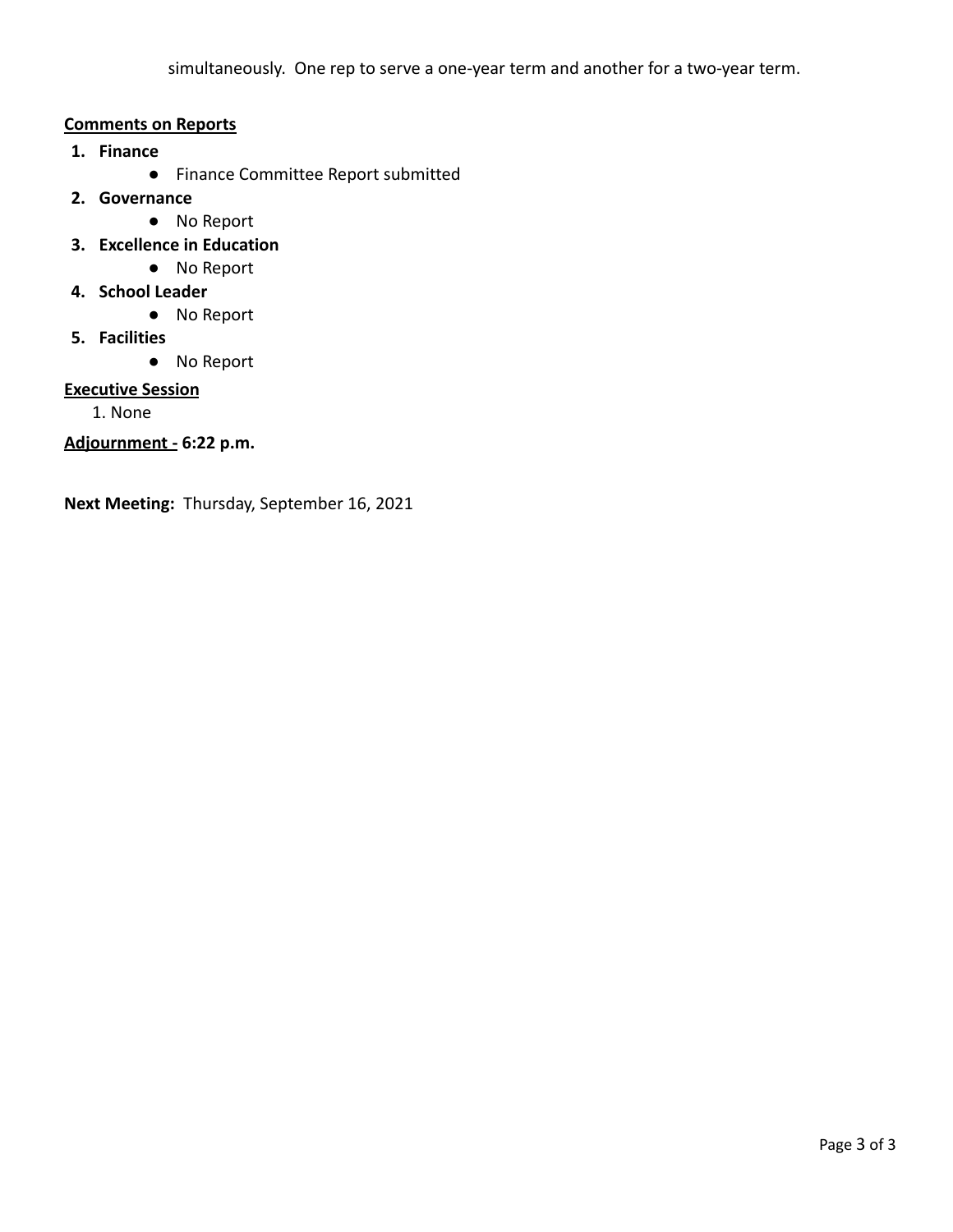simultaneously. One rep to serve a one-year term and another for a two-year term.

**Comments on Reports**

1. **Finance**
    - Finance Committee Report submitted
2. **Governance**
    - No Report
3. **Excellence in Education**
    - No Report
4. **School Leader**
    - No Report
5. **Facilities**
    - No Report

**Executive Session**

1. None

**Adjournment - 6:22 p.m.**

**Next Meeting:** Thursday, September 16, 2021